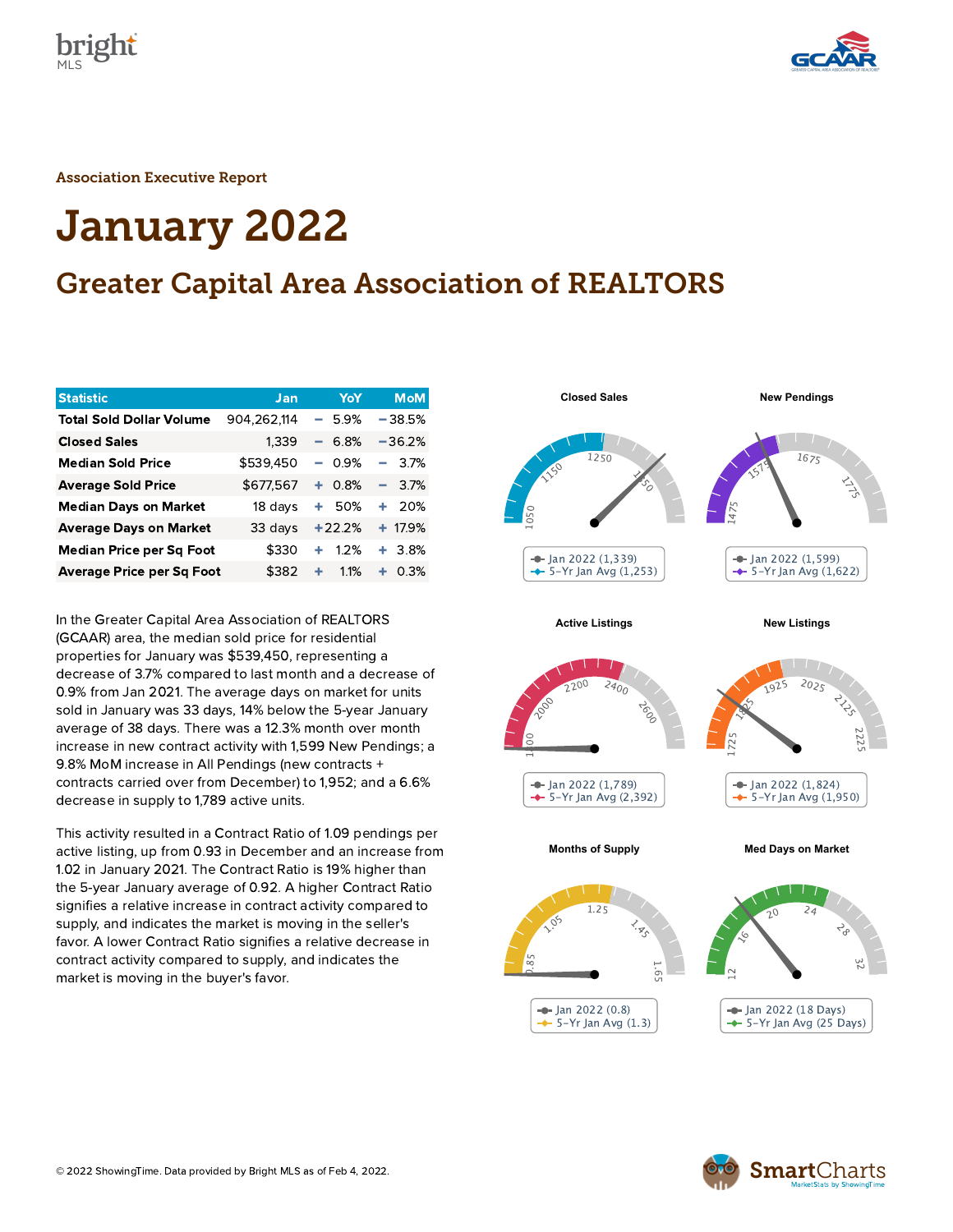Association Executive Report

# January 2022

## Greater Capital Area Association of REALTORS

| Statistic | Jan | YoY | MoM |
|---|---|---|---|
| **Total Sold Dollar Volume** | 904,262,114 | − 5.9% | −38.5% |
| **Closed Sales** | 1,339 | − 6.8% | −36.2% |
| **Median Sold Price** | $539,450 | − 0.9% | − 3.7% |
| **Average Sold Price** | $677,567 | + 0.8% | − 3.7% |
| **Median Days on Market** | 18 days | + 50% | + 20% |
| **Average Days on Market** | 33 days | +22.2% | + 17.9% |
| **Median Price per Sq Foot** | $330 | + 1.2% | + 3.8% |
| **Average Price per Sq Foot** | $382 | + 1.1% | + 0.3% |

In the Greater Capital Area Association of REALTORS (GCAAR) area, the median sold price for residential properties for January was $539,450, representing a decrease of 3.7% compared to last month and a decrease of 0.9% from Jan 2021. The average days on market for units sold in January was 33 days, 14% below the 5-year January average of 38 days. There was a 12.3% month over month increase in new contract activity with 1,599 New Pendings; a 9.8% MoM increase in All Pendings (new contracts + contracts carried over from December) to 1,952; and a 6.6% decrease in supply to 1,789 active units.

This activity resulted in a Contract Ratio of 1.09 pendings per active listing, up from 0.93 in December and an increase from 1.02 in January 2021. The Contract Ratio is 19% higher than the 5-year January average of 0.92. A higher Contract Ratio signifies a relative increase in contract activity compared to supply, and indicates the market is moving in the seller's favor. A lower Contract Ratio signifies a relative decrease in contract activity compared to supply, and indicates the market is moving in the buyer's favor.

**Closed Sales**
Jan 2022 (1,339)
5-Yr Jan Avg (1,253)

**New Pendings**
Jan 2022 (1,599)
5-Yr Jan Avg (1,622)

**Active Listings**
Jan 2022 (1,789)
5-Yr Jan Avg (2,392)

**New Listings**
Jan 2022 (1,824)
5-Yr Jan Avg (1,950)

**Months of Supply**
Jan 2022 (0.8)
5-Yr Jan Avg (1.3)

**Med Days on Market**
Jan 2022 (18 Days)
5-Yr Jan Avg (25 Days)

© 2022 ShowingTime. Data provided by Bright MLS as of Feb 4, 2022.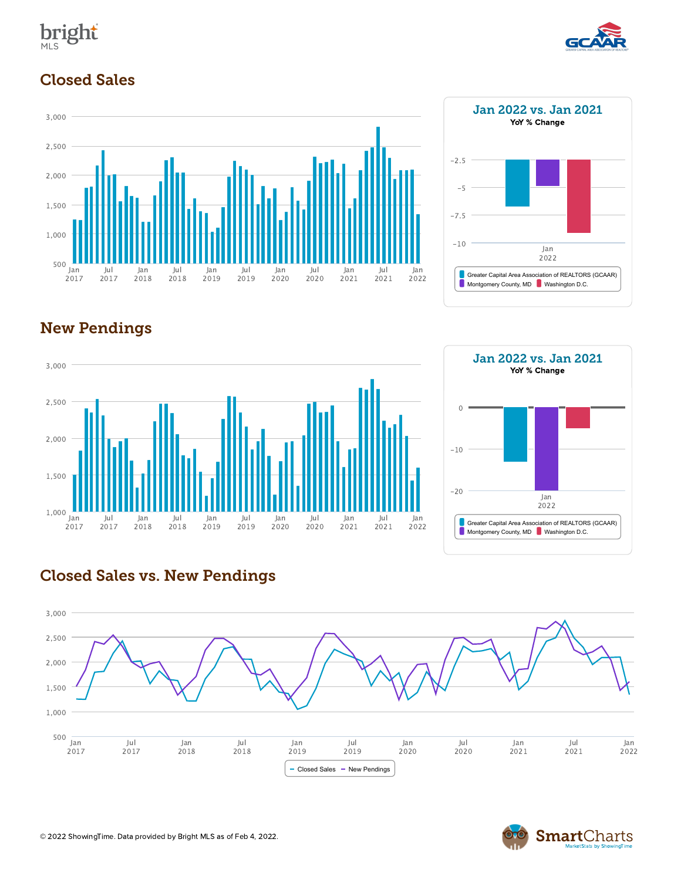## Closed Sales

**Jan 2022 vs. Jan 2021**
YoY % Change

- Greater Capital Area Association of REALTORS (GCAAR)
- Montgomery County, MD
- Washington D.C.

## New Pendings

**Jan 2022 vs. Jan 2021**
YoY % Change

- Greater Capital Area Association of REALTORS (GCAAR)
- Montgomery County, MD
- Washington D.C.

## Closed Sales vs. New Pendings

- Closed Sales
- New Pendings

© 2022 ShowingTime. Data provided by Bright MLS as of Feb 4, 2022.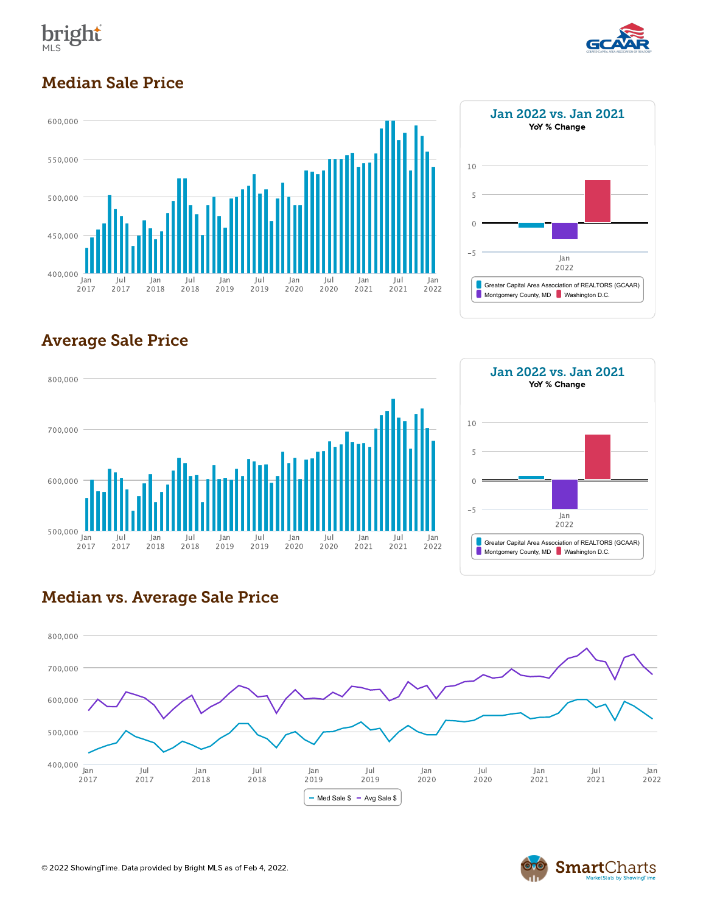## Median Sale Price

### Jan 2022 vs. Jan 2021

YoY % Change

Greater Capital Area Association of REALTORS (GCAAR) | Montgomery County, MD | Washington D.C.

## Average Sale Price

### Jan 2022 vs. Jan 2021

YoY % Change

Greater Capital Area Association of REALTORS (GCAAR) | Montgomery County, MD | Washington D.C.

## Median vs. Average Sale Price

Med Sale $ | Avg Sale $

© 2022 ShowingTime. Data provided by Bright MLS as of Feb 4, 2022.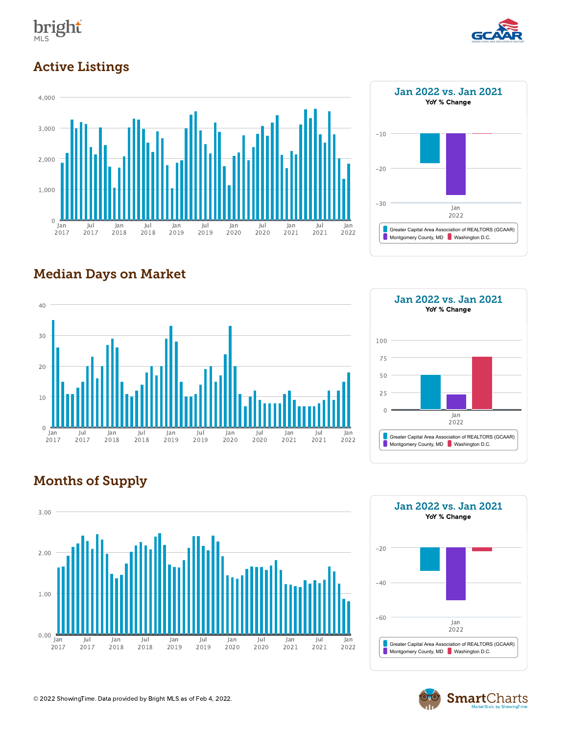# Active Listings

4,000
3,000
2,000
1,000
0

Jan 2017 · Jul 2017 · Jan 2018 · Jul 2018 · Jan 2019 · Jul 2019 · Jan 2020 · Jul 2020 · Jan 2021 · Jul 2021 · Jan 2022

**Jan 2022 vs. Jan 2021**
**YoY % Change**

-10
-20
-30

Jan 2022

Greater Capital Area Association of REALTORS (GCAAR)
Montgomery County, MD
Washington D.C.

# Median Days on Market

40
30
20
10
0

Jan 2017 · Jul 2017 · Jan 2018 · Jul 2018 · Jan 2019 · Jul 2019 · Jan 2020 · Jul 2020 · Jan 2021 · Jul 2021 · Jan 2022

**Jan 2022 vs. Jan 2021**
**YoY % Change**

100
75
50
25
0

Jan 2022

Greater Capital Area Association of REALTORS (GCAAR)
Montgomery County, MD
Washington D.C.

# Months of Supply

3.00
2.00
1.00
0.00

Jan 2017 · Jul 2017 · Jan 2018 · Jul 2018 · Jan 2019 · Jul 2019 · Jan 2020 · Jul 2020 · Jan 2021 · Jul 2021 · Jan 2022

**Jan 2022 vs. Jan 2021**
**YoY % Change**

-20
-40
-60

Jan 2022

Greater Capital Area Association of REALTORS (GCAAR)
Montgomery County, MD
Washington D.C.

© 2022 ShowingTime. Data provided by Bright MLS as of Feb 4, 2022.